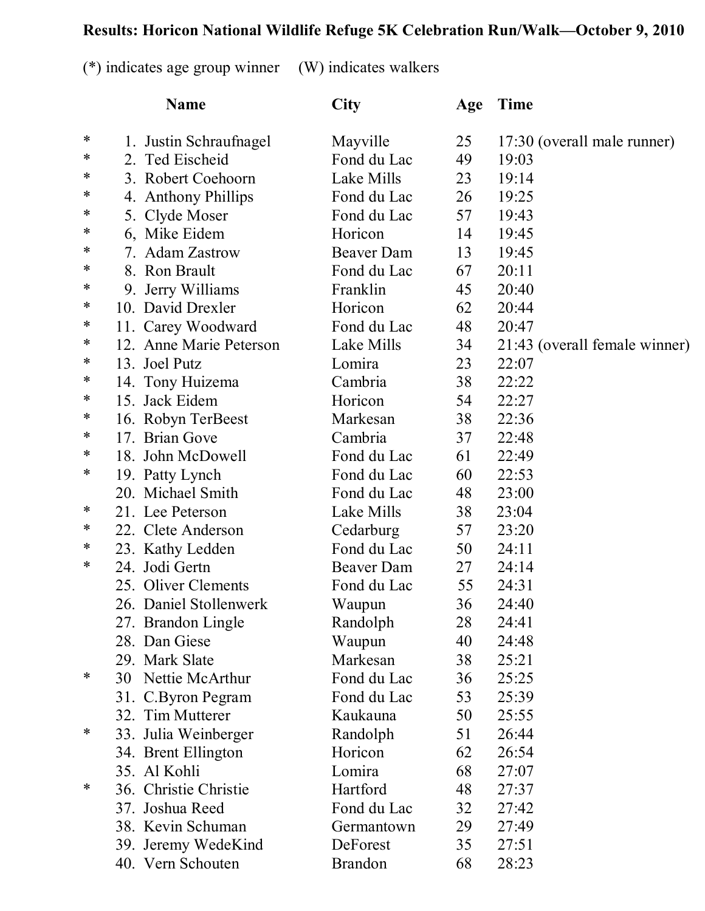**Results: Horicon National Wildlife Refuge 5K Celebration Run/Walk—October 9, 2010**

(*) indicates age group winner (W) indicates walkers

| | | Name | City | Age | Time |
|---|---|---|---|---|---|
| * | 1. | Justin Schraufnagel | Mayville | 25 | 17:30 (overall male runner) |
| * | 2. | Ted Eischeid | Fond du Lac | 49 | 19:03 |
| * | 3. | Robert Coehoorn | Lake Mills | 23 | 19:14 |
| * | 4. | Anthony Phillips | Fond du Lac | 26 | 19:25 |
| * | 5. | Clyde Moser | Fond du Lac | 57 | 19:43 |
| * | 6, | Mike Eidem | Horicon | 14 | 19:45 |
| * | 7. | Adam Zastrow | Beaver Dam | 13 | 19:45 |
| * | 8. | Ron Brault | Fond du Lac | 67 | 20:11 |
| * | 9. | Jerry Williams | Franklin | 45 | 20:40 |
| * | 10. | David Drexler | Horicon | 62 | 20:44 |
| * | 11. | Carey Woodward | Fond du Lac | 48 | 20:47 |
| * | 12. | Anne Marie Peterson | Lake Mills | 34 | 21:43 (overall female winner) |
| * | 13. | Joel Putz | Lomira | 23 | 22:07 |
| * | 14. | Tony Huizema | Cambria | 38 | 22:22 |
| * | 15. | Jack Eidem | Horicon | 54 | 22:27 |
| * | 16. | Robyn TerBeest | Markesan | 38 | 22:36 |
| * | 17. | Brian Gove | Cambria | 37 | 22:48 |
| * | 18. | John McDowell | Fond du Lac | 61 | 22:49 |
| * | 19. | Patty Lynch | Fond du Lac | 60 | 22:53 |
| | 20. | Michael Smith | Fond du Lac | 48 | 23:00 |
| * | 21. | Lee Peterson | Lake Mills | 38 | 23:04 |
| * | 22. | Clete Anderson | Cedarburg | 57 | 23:20 |
| * | 23. | Kathy Ledden | Fond du Lac | 50 | 24:11 |
| * | 24. | Jodi Gertn | Beaver Dam | 27 | 24:14 |
| | 25. | Oliver Clements | Fond du Lac | 55 | 24:31 |
| | 26. | Daniel Stollenwerk | Waupun | 36 | 24:40 |
| | 27. | Brandon Lingle | Randolph | 28 | 24:41 |
| | 28. | Dan Giese | Waupun | 40 | 24:48 |
| | 29. | Mark Slate | Markesan | 38 | 25:21 |
| * | 30 | Nettie McArthur | Fond du Lac | 36 | 25:25 |
| | 31. | C.Byron Pegram | Fond du Lac | 53 | 25:39 |
| | 32. | Tim Mutterer | Kaukauna | 50 | 25:55 |
| * | 33. | Julia Weinberger | Randolph | 51 | 26:44 |
| | 34. | Brent Ellington | Horicon | 62 | 26:54 |
| | 35. | Al Kohli | Lomira | 68 | 27:07 |
| * | 36. | Christie Christie | Hartford | 48 | 27:37 |
| | 37. | Joshua Reed | Fond du Lac | 32 | 27:42 |
| | 38. | Kevin Schuman | Germantown | 29 | 27:49 |
| | 39. | Jeremy WedeKind | DeForest | 35 | 27:51 |
| | 40. | Vern Schouten | Brandon | 68 | 28:23 |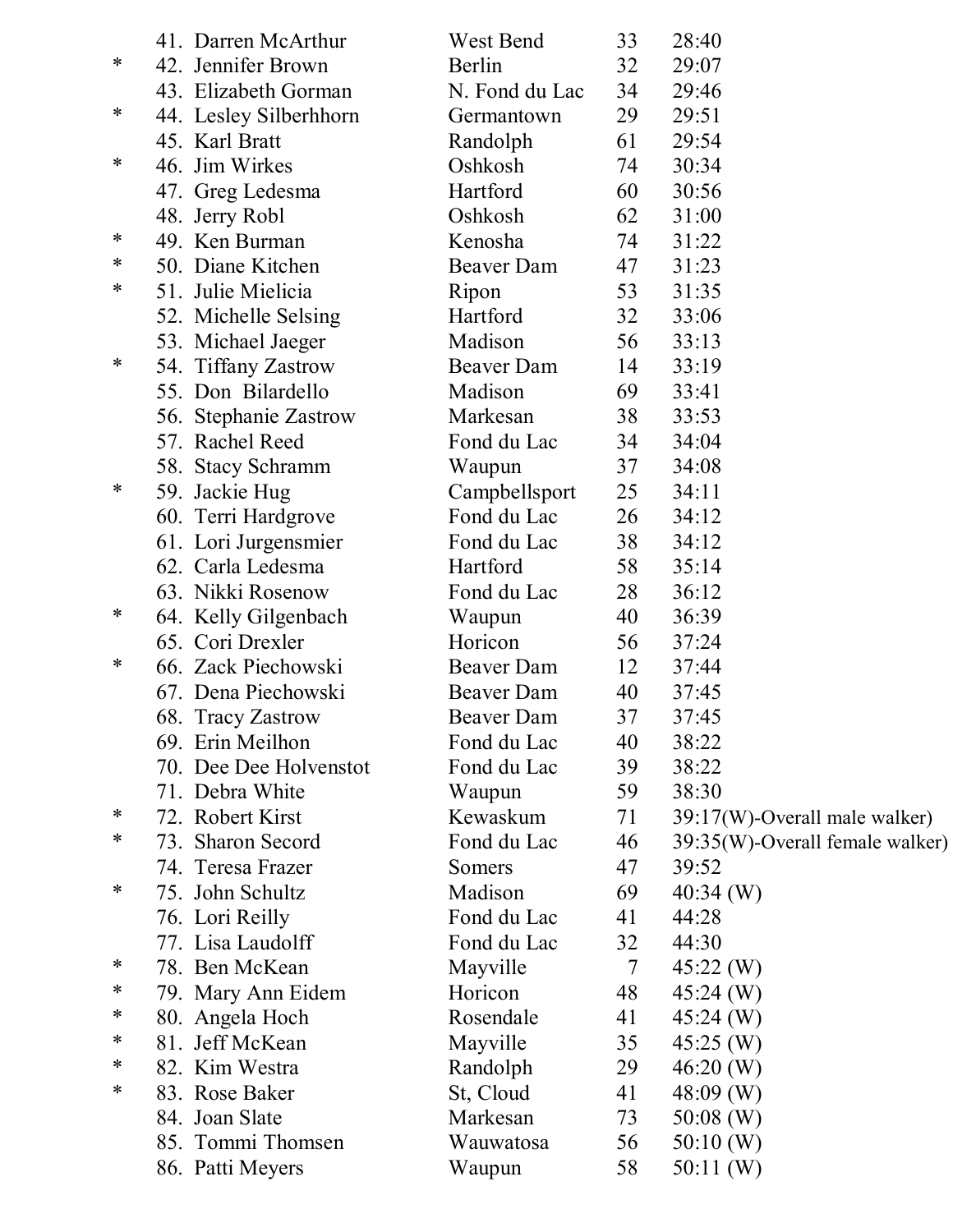| | | | | |
|---|---|---|---|---|
| | 41. Darren McArthur | West Bend | 33 | 28:40 |
| * | 42. Jennifer Brown | Berlin | 32 | 29:07 |
| | 43. Elizabeth Gorman | N. Fond du Lac | 34 | 29:46 |
| * | 44. Lesley Silberhhorn | Germantown | 29 | 29:51 |
| | 45. Karl Bratt | Randolph | 61 | 29:54 |
| * | 46. Jim Wirkes | Oshkosh | 74 | 30:34 |
| | 47. Greg Ledesma | Hartford | 60 | 30:56 |
| | 48. Jerry Robl | Oshkosh | 62 | 31:00 |
| * | 49. Ken Burman | Kenosha | 74 | 31:22 |
| * | 50. Diane Kitchen | Beaver Dam | 47 | 31:23 |
| * | 51. Julie Mielicia | Ripon | 53 | 31:35 |
| | 52. Michelle Selsing | Hartford | 32 | 33:06 |
| | 53. Michael Jaeger | Madison | 56 | 33:13 |
| * | 54. Tiffany Zastrow | Beaver Dam | 14 | 33:19 |
| | 55. Don Bilardello | Madison | 69 | 33:41 |
| | 56. Stephanie Zastrow | Markesan | 38 | 33:53 |
| | 57. Rachel Reed | Fond du Lac | 34 | 34:04 |
| | 58. Stacy Schramm | Waupun | 37 | 34:08 |
| * | 59. Jackie Hug | Campbellsport | 25 | 34:11 |
| | 60. Terri Hardgrove | Fond du Lac | 26 | 34:12 |
| | 61. Lori Jurgensmier | Fond du Lac | 38 | 34:12 |
| | 62. Carla Ledesma | Hartford | 58 | 35:14 |
| | 63. Nikki Rosenow | Fond du Lac | 28 | 36:12 |
| * | 64. Kelly Gilgenbach | Waupun | 40 | 36:39 |
| | 65. Cori Drexler | Horicon | 56 | 37:24 |
| * | 66. Zack Piechowski | Beaver Dam | 12 | 37:44 |
| | 67. Dena Piechowski | Beaver Dam | 40 | 37:45 |
| | 68. Tracy Zastrow | Beaver Dam | 37 | 37:45 |
| | 69. Erin Meilhon | Fond du Lac | 40 | 38:22 |
| | 70. Dee Dee Holvenstot | Fond du Lac | 39 | 38:22 |
| | 71. Debra White | Waupun | 59 | 38:30 |
| * | 72. Robert Kirst | Kewaskum | 71 | 39:17(W)-Overall male walker) |
| * | 73. Sharon Secord | Fond du Lac | 46 | 39:35(W)-Overall female walker) |
| | 74. Teresa Frazer | Somers | 47 | 39:52 |
| * | 75. John Schultz | Madison | 69 | 40:34 (W) |
| | 76. Lori Reilly | Fond du Lac | 41 | 44:28 |
| | 77. Lisa Laudolff | Fond du Lac | 32 | 44:30 |
| * | 78. Ben McKean | Mayville | 7 | 45:22 (W) |
| * | 79. Mary Ann Eidem | Horicon | 48 | 45:24 (W) |
| * | 80. Angela Hoch | Rosendale | 41 | 45:24 (W) |
| * | 81. Jeff McKean | Mayville | 35 | 45:25 (W) |
| * | 82. Kim Westra | Randolph | 29 | 46:20 (W) |
| * | 83. Rose Baker | St, Cloud | 41 | 48:09 (W) |
| | 84. Joan Slate | Markesan | 73 | 50:08 (W) |
| | 85. Tommi Thomsen | Wauwatosa | 56 | 50:10 (W) |
| | 86. Patti Meyers | Waupun | 58 | 50:11 (W) |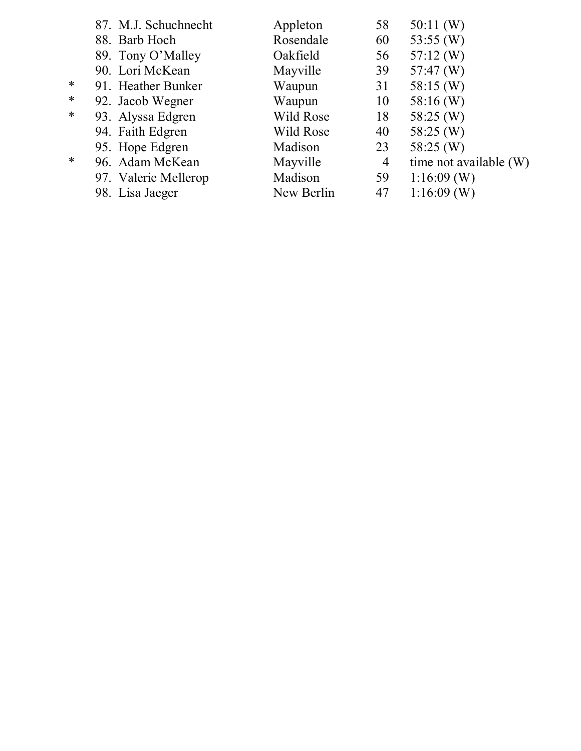| | | | | | |
|---|---|---|---|---|---|
| | 87. | M.J. Schuchnecht | Appleton | 58 | 50:11 (W) |
| | 88. | Barb Hoch | Rosendale | 60 | 53:55 (W) |
| | 89. | Tony O'Malley | Oakfield | 56 | 57:12 (W) |
| | 90. | Lori McKean | Mayville | 39 | 57:47 (W) |
| * | 91. | Heather Bunker | Waupun | 31 | 58:15 (W) |
| * | 92. | Jacob Wegner | Waupun | 10 | 58:16 (W) |
| * | 93. | Alyssa Edgren | Wild Rose | 18 | 58:25 (W) |
| | 94. | Faith Edgren | Wild Rose | 40 | 58:25 (W) |
| | 95. | Hope Edgren | Madison | 23 | 58:25 (W) |
| * | 96. | Adam McKean | Mayville | 4 | time not available (W) |
| | 97. | Valerie Mellerop | Madison | 59 | 1:16:09 (W) |
| | 98. | Lisa Jaeger | New Berlin | 47 | 1:16:09 (W) |